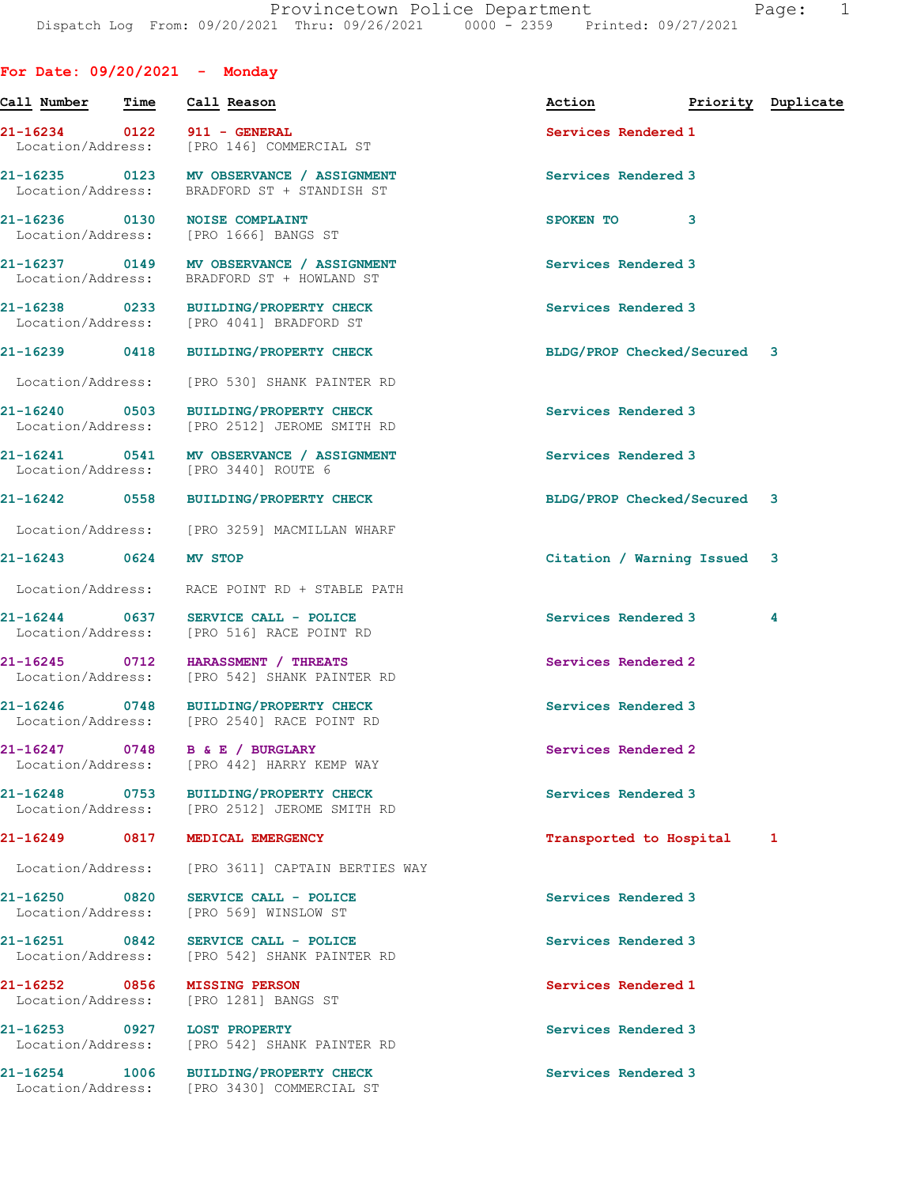For Date: 09/20/2021 - Monday

| Call Number | Time | Call Reason | Action | Priority | Duplicate |
|---|---|---|---|---|---|
| 21-16234 | 0122 | 911 - GENERAL<br>Location/Address: [PRO 146] COMMERCIAL ST | Services Rendered | 1 | |
| 21-16235 | 0123 | MV OBSERVANCE / ASSIGNMENT<br>Location/Address: BRADFORD ST + STANDISH ST | Services Rendered | 3 | |
| 21-16236 | 0130 | NOISE COMPLAINT<br>Location/Address: [PRO 1666] BANGS ST | SPOKEN TO | 3 | |
| 21-16237 | 0149 | MV OBSERVANCE / ASSIGNMENT<br>Location/Address: BRADFORD ST + HOWLAND ST | Services Rendered | 3 | |
| 21-16238 | 0233 | BUILDING/PROPERTY CHECK<br>Location/Address: [PRO 4041] BRADFORD ST | Services Rendered | 3 | |
| 21-16239 | 0418 | BUILDING/PROPERTY CHECK<br>Location/Address: [PRO 530] SHANK PAINTER RD | BLDG/PROP Checked/Secured | 3 | |
| 21-16240 | 0503 | BUILDING/PROPERTY CHECK<br>Location/Address: [PRO 2512] JEROME SMITH RD | Services Rendered | 3 | |
| 21-16241 | 0541 | MV OBSERVANCE / ASSIGNMENT<br>Location/Address: [PRO 3440] ROUTE 6 | Services Rendered | 3 | |
| 21-16242 | 0558 | BUILDING/PROPERTY CHECK<br>Location/Address: [PRO 3259] MACMILLAN WHARF | BLDG/PROP Checked/Secured | 3 | |
| 21-16243 | 0624 | MV STOP<br>Location/Address: RACE POINT RD + STABLE PATH | Citation / Warning Issued | 3 | |
| 21-16244 | 0637 | SERVICE CALL - POLICE<br>Location/Address: [PRO 516] RACE POINT RD | Services Rendered | 3 | 4 |
| 21-16245 | 0712 | HARASSMENT / THREATS<br>Location/Address: [PRO 542] SHANK PAINTER RD | Services Rendered | 2 | |
| 21-16246 | 0748 | BUILDING/PROPERTY CHECK<br>Location/Address: [PRO 2540] RACE POINT RD | Services Rendered | 3 | |
| 21-16247 | 0748 | B & E / BURGLARY<br>Location/Address: [PRO 442] HARRY KEMP WAY | Services Rendered | 2 | |
| 21-16248 | 0753 | BUILDING/PROPERTY CHECK<br>Location/Address: [PRO 2512] JEROME SMITH RD | Services Rendered | 3 | |
| 21-16249 | 0817 | MEDICAL EMERGENCY<br>Location/Address: [PRO 3611] CAPTAIN BERTIES WAY | Transported to Hospital | 1 | |
| 21-16250 | 0820 | SERVICE CALL - POLICE<br>Location/Address: [PRO 569] WINSLOW ST | Services Rendered | 3 | |
| 21-16251 | 0842 | SERVICE CALL - POLICE<br>Location/Address: [PRO 542] SHANK PAINTER RD | Services Rendered | 3 | |
| 21-16252 | 0856 | MISSING PERSON<br>Location/Address: [PRO 1281] BANGS ST | Services Rendered | 1 | |
| 21-16253 | 0927 | LOST PROPERTY<br>Location/Address: [PRO 542] SHANK PAINTER RD | Services Rendered | 3 | |
| 21-16254 | 1006 | BUILDING/PROPERTY CHECK<br>Location/Address: [PRO 3430] COMMERCIAL ST | Services Rendered | 3 | |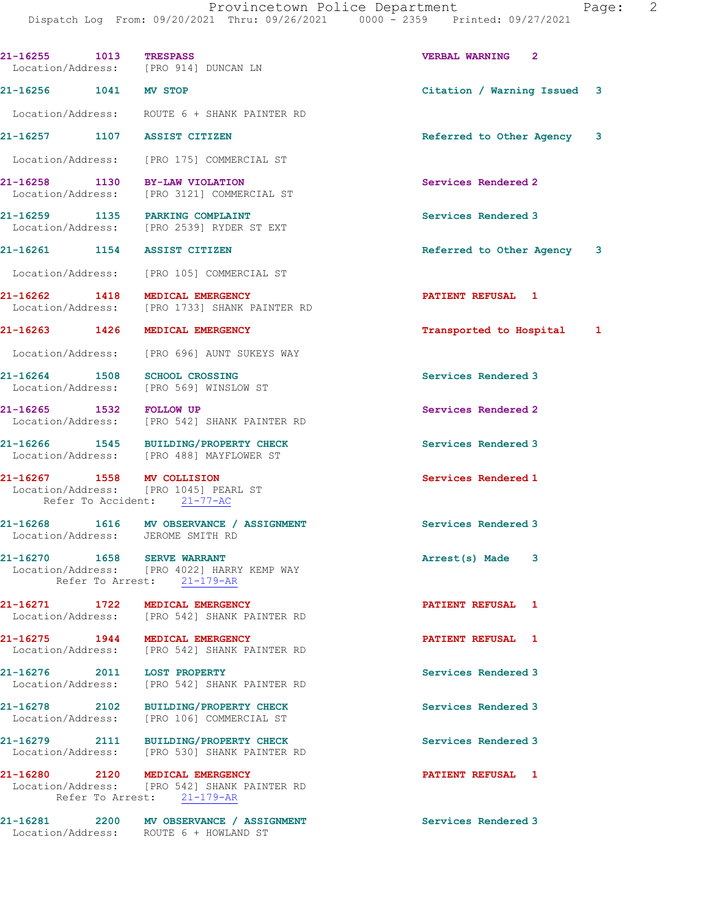| Call Number | Time | Call Reason | Action | Priority |
|---|---|---|---|---|
| 21-16255 | 1013 | TRESPASS | VERBAL WARNING | 2 |
| Location/Address: [PRO 914] DUNCAN LN | | | | |
| 21-16256 | 1041 | MV STOP | Citation / Warning Issued | 3 |
| Location/Address: ROUTE 6 + SHANK PAINTER RD | | | | |
| 21-16257 | 1107 | ASSIST CITIZEN | Referred to Other Agency | 3 |
| Location/Address: [PRO 175] COMMERCIAL ST | | | | |
| 21-16258 | 1130 | BY-LAW VIOLATION | Services Rendered | 2 |
| Location/Address: [PRO 3121] COMMERCIAL ST | | | | |
| 21-16259 | 1135 | PARKING COMPLAINT | Services Rendered | 3 |
| Location/Address: [PRO 2539] RYDER ST EXT | | | | |
| 21-16261 | 1154 | ASSIST CITIZEN | Referred to Other Agency | 3 |
| Location/Address: [PRO 105] COMMERCIAL ST | | | | |
| 21-16262 | 1418 | MEDICAL EMERGENCY | PATIENT REFUSAL | 1 |
| Location/Address: [PRO 1733] SHANK PAINTER RD | | | | |
| 21-16263 | 1426 | MEDICAL EMERGENCY | Transported to Hospital | 1 |
| Location/Address: [PRO 696] AUNT SUKEYS WAY | | | | |
| 21-16264 | 1508 | SCHOOL CROSSING | Services Rendered | 3 |
| Location/Address: [PRO 569] WINSLOW ST | | | | |
| 21-16265 | 1532 | FOLLOW UP | Services Rendered | 2 |
| Location/Address: [PRO 542] SHANK PAINTER RD | | | | |
| 21-16266 | 1545 | BUILDING/PROPERTY CHECK | Services Rendered | 3 |
| Location/Address: [PRO 488] MAYFLOWER ST | | | | |
| 21-16267 | 1558 | MV COLLISION | Services Rendered | 1 |
| Location/Address: [PRO 1045] PEARL ST | | | | |
| Refer To Accident: 21-77-AC | | | | |
| 21-16268 | 1616 | MV OBSERVANCE / ASSIGNMENT | Services Rendered | 3 |
| Location/Address: JEROME SMITH RD | | | | |
| 21-16270 | 1658 | SERVE WARRANT | Arrest(s) Made | 3 |
| Location/Address: [PRO 4022] HARRY KEMP WAY | | | | |
| Refer To Arrest: 21-179-AR | | | | |
| 21-16271 | 1722 | MEDICAL EMERGENCY | PATIENT REFUSAL | 1 |
| Location/Address: [PRO 542] SHANK PAINTER RD | | | | |
| 21-16275 | 1944 | MEDICAL EMERGENCY | PATIENT REFUSAL | 1 |
| Location/Address: [PRO 542] SHANK PAINTER RD | | | | |
| 21-16276 | 2011 | LOST PROPERTY | Services Rendered | 3 |
| Location/Address: [PRO 542] SHANK PAINTER RD | | | | |
| 21-16278 | 2102 | BUILDING/PROPERTY CHECK | Services Rendered | 3 |
| Location/Address: [PRO 106] COMMERCIAL ST | | | | |
| 21-16279 | 2111 | BUILDING/PROPERTY CHECK | Services Rendered | 3 |
| Location/Address: [PRO 530] SHANK PAINTER RD | | | | |
| 21-16280 | 2120 | MEDICAL EMERGENCY | PATIENT REFUSAL | 1 |
| Location/Address: [PRO 542] SHANK PAINTER RD | | | | |
| Refer To Arrest: 21-179-AR | | | | |
| 21-16281 | 2200 | MV OBSERVANCE / ASSIGNMENT | Services Rendered | 3 |
| Location/Address: ROUTE 6 + HOWLAND ST | | | | |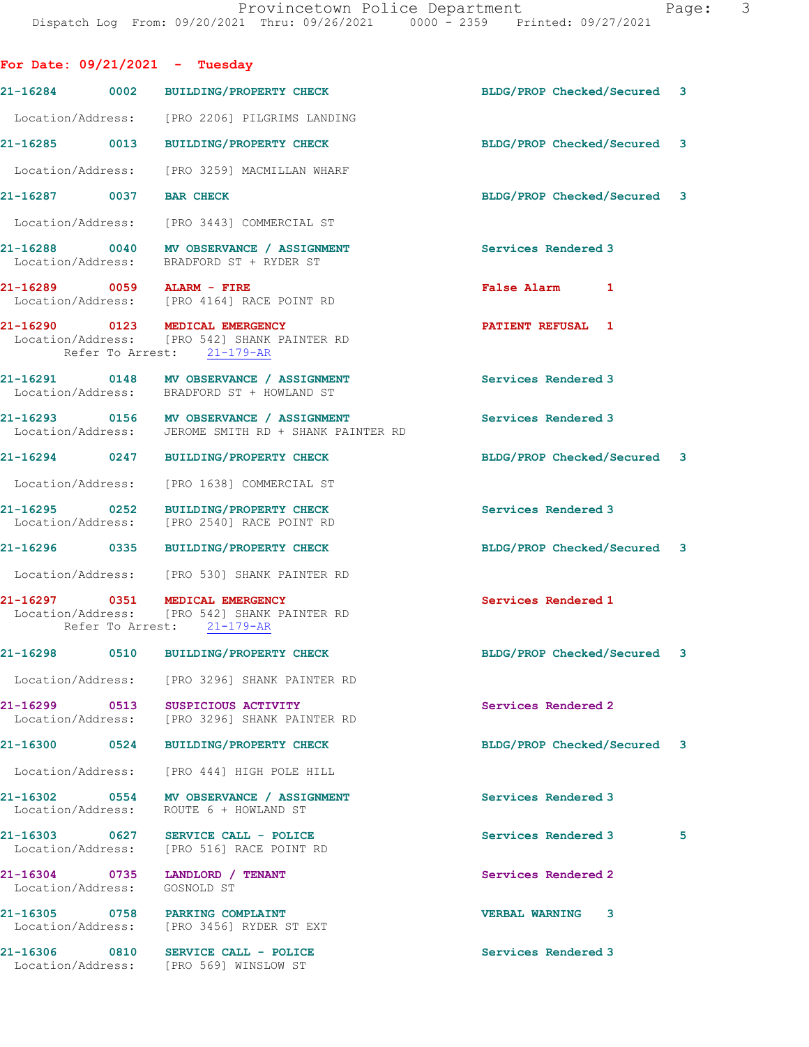## For Date: 09/21/2021 - Tuesday

**21-16284** 0002 **BUILDING/PROPERTY CHECK** — BLDG/PROP Checked/Secured 3
Location/Address: [PRO 2206] PILGRIMS LANDING

**21-16285** 0013 **BUILDING/PROPERTY CHECK** — BLDG/PROP Checked/Secured 3
Location/Address: [PRO 3259] MACMILLAN WHARF

**21-16287** 0037 **BAR CHECK** — BLDG/PROP Checked/Secured 3
Location/Address: [PRO 3443] COMMERCIAL ST

**21-16288** 0040 **MV OBSERVANCE / ASSIGNMENT** — Services Rendered 3
Location/Address: BRADFORD ST + RYDER ST

**21-16289** 0059 **ALARM - FIRE** — False Alarm 1
Location/Address: [PRO 4164] RACE POINT RD

**21-16290** 0123 **MEDICAL EMERGENCY** — PATIENT REFUSAL 1
Location/Address: [PRO 542] SHANK PAINTER RD
Refer To Arrest: 21-179-AR

**21-16291** 0148 **MV OBSERVANCE / ASSIGNMENT** — Services Rendered 3
Location/Address: BRADFORD ST + HOWLAND ST

**21-16293** 0156 **MV OBSERVANCE / ASSIGNMENT** — Services Rendered 3
Location/Address: JEROME SMITH RD + SHANK PAINTER RD

**21-16294** 0247 **BUILDING/PROPERTY CHECK** — BLDG/PROP Checked/Secured 3
Location/Address: [PRO 1638] COMMERCIAL ST

**21-16295** 0252 **BUILDING/PROPERTY CHECK** — Services Rendered 3
Location/Address: [PRO 2540] RACE POINT RD

**21-16296** 0335 **BUILDING/PROPERTY CHECK** — BLDG/PROP Checked/Secured 3
Location/Address: [PRO 530] SHANK PAINTER RD

**21-16297** 0351 **MEDICAL EMERGENCY** — Services Rendered 1
Location/Address: [PRO 542] SHANK PAINTER RD
Refer To Arrest: 21-179-AR

**21-16298** 0510 **BUILDING/PROPERTY CHECK** — BLDG/PROP Checked/Secured 3
Location/Address: [PRO 3296] SHANK PAINTER RD

**21-16299** 0513 **SUSPICIOUS ACTIVITY** — Services Rendered 2
Location/Address: [PRO 3296] SHANK PAINTER RD

**21-16300** 0524 **BUILDING/PROPERTY CHECK** — BLDG/PROP Checked/Secured 3
Location/Address: [PRO 444] HIGH POLE HILL

**21-16302** 0554 **MV OBSERVANCE / ASSIGNMENT** — Services Rendered 3
Location/Address: ROUTE 6 + HOWLAND ST

**21-16303** 0627 **SERVICE CALL - POLICE** — Services Rendered 3 5
Location/Address: [PRO 516] RACE POINT RD

**21-16304** 0735 **LANDLORD / TENANT** — Services Rendered 2
Location/Address: GOSNOLD ST

**21-16305** 0758 **PARKING COMPLAINT** — VERBAL WARNING 3
Location/Address: [PRO 3456] RYDER ST EXT

**21-16306** 0810 **SERVICE CALL - POLICE** — Services Rendered 3
Location/Address: [PRO 569] WINSLOW ST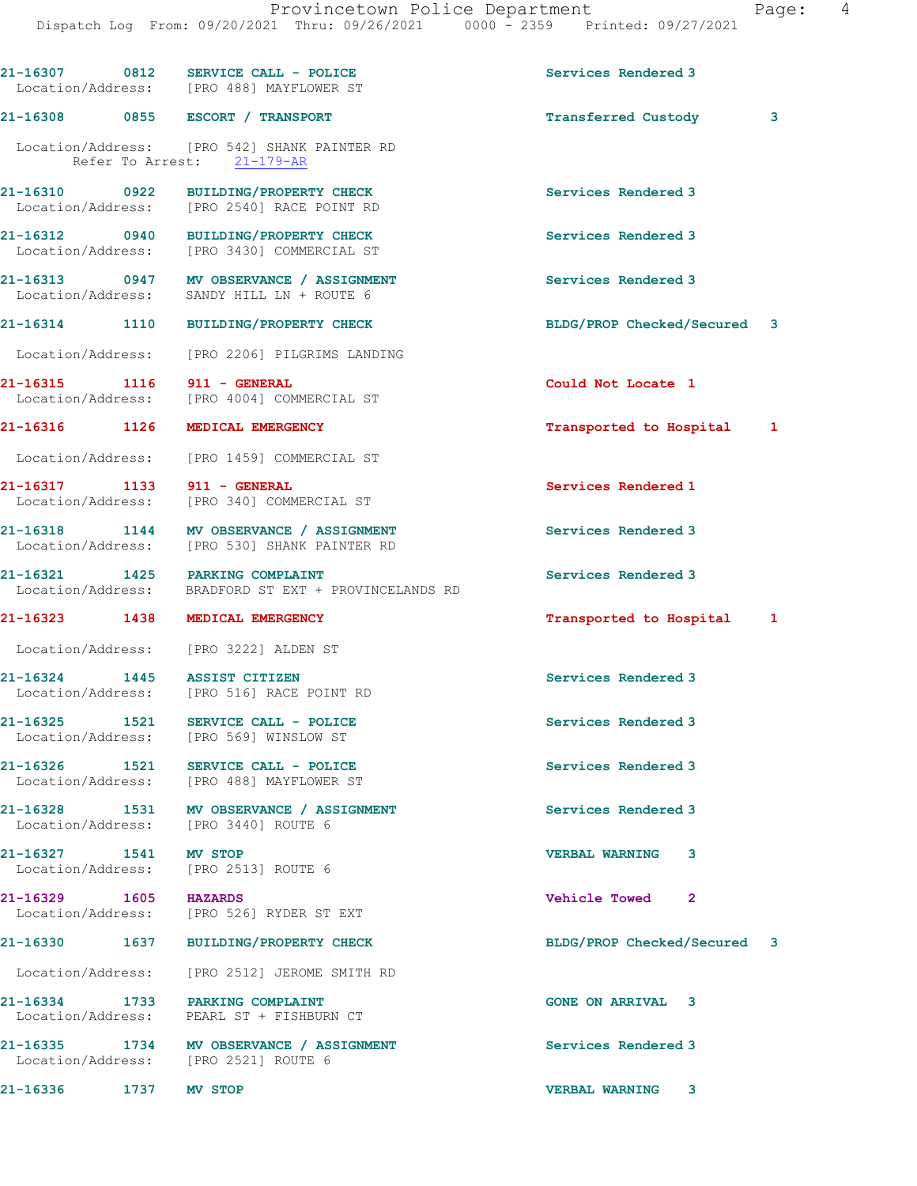21-16307 0812 SERVICE CALL - POLICE Services Rendered 3
Location/Address: [PRO 488] MAYFLOWER ST

21-16308 0855 ESCORT / TRANSPORT Transferred Custody 3
Location/Address: [PRO 542] SHANK PAINTER RD
Refer To Arrest: 21-179-AR

21-16310 0922 BUILDING/PROPERTY CHECK Services Rendered 3
Location/Address: [PRO 2540] RACE POINT RD

21-16312 0940 BUILDING/PROPERTY CHECK Services Rendered 3
Location/Address: [PRO 3430] COMMERCIAL ST

21-16313 0947 MV OBSERVANCE / ASSIGNMENT Services Rendered 3
Location/Address: SANDY HILL LN + ROUTE 6

21-16314 1110 BUILDING/PROPERTY CHECK BLDG/PROP Checked/Secured 3
Location/Address: [PRO 2206] PILGRIMS LANDING

21-16315 1116 911 - GENERAL Could Not Locate 1
Location/Address: [PRO 4004] COMMERCIAL ST

21-16316 1126 MEDICAL EMERGENCY Transported to Hospital 1
Location/Address: [PRO 1459] COMMERCIAL ST

21-16317 1133 911 - GENERAL Services Rendered 1
Location/Address: [PRO 340] COMMERCIAL ST

21-16318 1144 MV OBSERVANCE / ASSIGNMENT Services Rendered 3
Location/Address: [PRO 530] SHANK PAINTER RD

21-16321 1425 PARKING COMPLAINT Services Rendered 3
Location/Address: BRADFORD ST EXT + PROVINCELANDS RD

21-16323 1438 MEDICAL EMERGENCY Transported to Hospital 1
Location/Address: [PRO 3222] ALDEN ST

21-16324 1445 ASSIST CITIZEN Services Rendered 3
Location/Address: [PRO 516] RACE POINT RD

21-16325 1521 SERVICE CALL - POLICE Services Rendered 3
Location/Address: [PRO 569] WINSLOW ST

21-16326 1521 SERVICE CALL - POLICE Services Rendered 3
Location/Address: [PRO 488] MAYFLOWER ST

21-16328 1531 MV OBSERVANCE / ASSIGNMENT Services Rendered 3
Location/Address: [PRO 3440] ROUTE 6

21-16327 1541 MV STOP VERBAL WARNING 3
Location/Address: [PRO 2513] ROUTE 6

21-16329 1605 HAZARDS Vehicle Towed 2
Location/Address: [PRO 526] RYDER ST EXT

21-16330 1637 BUILDING/PROPERTY CHECK BLDG/PROP Checked/Secured 3
Location/Address: [PRO 2512] JEROME SMITH RD

21-16334 1733 PARKING COMPLAINT GONE ON ARRIVAL 3
Location/Address: PEARL ST + FISHBURN CT

21-16335 1734 MV OBSERVANCE / ASSIGNMENT Services Rendered 3
Location/Address: [PRO 2521] ROUTE 6

21-16336 1737 MV STOP VERBAL WARNING 3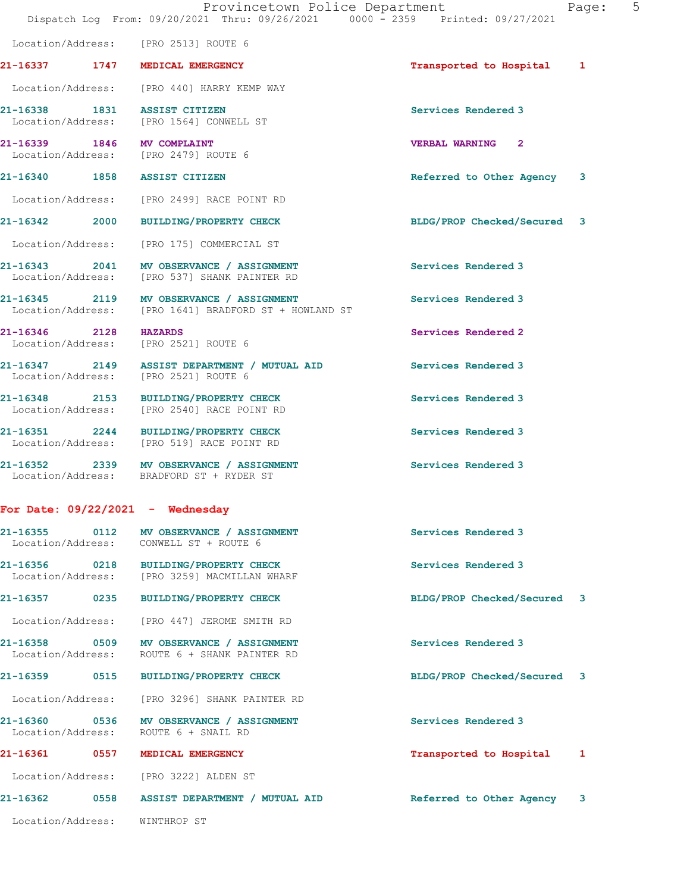Location/Address: [PRO 2513] ROUTE 6

| Call # | Time | Call Reason | Action | Priority |
|---|---|---|---|---|
| 21-16337 | 1747 | MEDICAL EMERGENCY | Transported to Hospital | 1 |
| | | Location/Address: [PRO 440] HARRY KEMP WAY | | |
| 21-16338 | 1831 | ASSIST CITIZEN | Services Rendered | 3 |
| | | Location/Address: [PRO 1564] CONWELL ST | | |
| 21-16339 | 1846 | MV COMPLAINT | VERBAL WARNING | 2 |
| | | Location/Address: [PRO 2479] ROUTE 6 | | |
| 21-16340 | 1858 | ASSIST CITIZEN | Referred to Other Agency | 3 |
| | | Location/Address: [PRO 2499] RACE POINT RD | | |
| 21-16342 | 2000 | BUILDING/PROPERTY CHECK | BLDG/PROP Checked/Secured | 3 |
| | | Location/Address: [PRO 175] COMMERCIAL ST | | |
| 21-16343 | 2041 | MV OBSERVANCE / ASSIGNMENT | Services Rendered | 3 |
| | | Location/Address: [PRO 537] SHANK PAINTER RD | | |
| 21-16345 | 2119 | MV OBSERVANCE / ASSIGNMENT | Services Rendered | 3 |
| | | Location/Address: [PRO 1641] BRADFORD ST + HOWLAND ST | | |
| 21-16346 | 2128 | HAZARDS | Services Rendered | 2 |
| | | Location/Address: [PRO 2521] ROUTE 6 | | |
| 21-16347 | 2149 | ASSIST DEPARTMENT / MUTUAL AID | Services Rendered | 3 |
| | | Location/Address: [PRO 2521] ROUTE 6 | | |
| 21-16348 | 2153 | BUILDING/PROPERTY CHECK | Services Rendered | 3 |
| | | Location/Address: [PRO 2540] RACE POINT RD | | |
| 21-16351 | 2244 | BUILDING/PROPERTY CHECK | Services Rendered | 3 |
| | | Location/Address: [PRO 519] RACE POINT RD | | |
| 21-16352 | 2339 | MV OBSERVANCE / ASSIGNMENT | Services Rendered | 3 |
| | | Location/Address: BRADFORD ST + RYDER ST | | |

## For Date: 09/22/2021 - Wednesday

| Call # | Time | Call Reason | Action | Priority |
|---|---|---|---|---|
| 21-16355 | 0112 | MV OBSERVANCE / ASSIGNMENT | Services Rendered | 3 |
| | | Location/Address: CONWELL ST + ROUTE 6 | | |
| 21-16356 | 0218 | BUILDING/PROPERTY CHECK | Services Rendered | 3 |
| | | Location/Address: [PRO 3259] MACMILLAN WHARF | | |
| 21-16357 | 0235 | BUILDING/PROPERTY CHECK | BLDG/PROP Checked/Secured | 3 |
| | | Location/Address: [PRO 447] JEROME SMITH RD | | |
| 21-16358 | 0509 | MV OBSERVANCE / ASSIGNMENT | Services Rendered | 3 |
| | | Location/Address: ROUTE 6 + SHANK PAINTER RD | | |
| 21-16359 | 0515 | BUILDING/PROPERTY CHECK | BLDG/PROP Checked/Secured | 3 |
| | | Location/Address: [PRO 3296] SHANK PAINTER RD | | |
| 21-16360 | 0536 | MV OBSERVANCE / ASSIGNMENT | Services Rendered | 3 |
| | | Location/Address: ROUTE 6 + SNAIL RD | | |
| 21-16361 | 0557 | MEDICAL EMERGENCY | Transported to Hospital | 1 |
| | | Location/Address: [PRO 3222] ALDEN ST | | |
| 21-16362 | 0558 | ASSIST DEPARTMENT / MUTUAL AID | Referred to Other Agency | 3 |
| | | Location/Address: WINTHROP ST | | |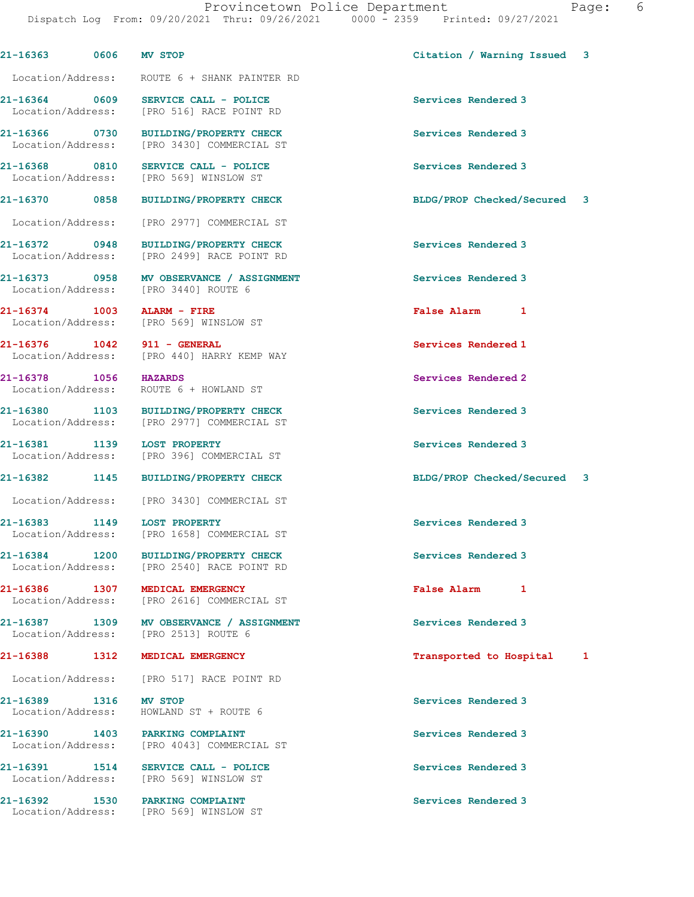**21-16363** 0606 **MV STOP** — Citation / Warning Issued 3
Location/Address: ROUTE 6 + SHANK PAINTER RD

**21-16364** 0609 **SERVICE CALL - POLICE** — Services Rendered 3
Location/Address: [PRO 516] RACE POINT RD

**21-16366** 0730 **BUILDING/PROPERTY CHECK** — Services Rendered 3
Location/Address: [PRO 3430] COMMERCIAL ST

**21-16368** 0810 **SERVICE CALL - POLICE** — Services Rendered 3
Location/Address: [PRO 569] WINSLOW ST

**21-16370** 0858 **BUILDING/PROPERTY CHECK** — BLDG/PROP Checked/Secured 3
Location/Address: [PRO 2977] COMMERCIAL ST

**21-16372** 0948 **BUILDING/PROPERTY CHECK** — Services Rendered 3
Location/Address: [PRO 2499] RACE POINT RD

**21-16373** 0958 **MV OBSERVANCE / ASSIGNMENT** — Services Rendered 3
Location/Address: [PRO 3440] ROUTE 6

**21-16374** 1003 **ALARM - FIRE** — False Alarm 1
Location/Address: [PRO 569] WINSLOW ST

**21-16376** 1042 **911 - GENERAL** — Services Rendered 1
Location/Address: [PRO 440] HARRY KEMP WAY

**21-16378** 1056 **HAZARDS** — Services Rendered 2
Location/Address: ROUTE 6 + HOWLAND ST

**21-16380** 1103 **BUILDING/PROPERTY CHECK** — Services Rendered 3
Location/Address: [PRO 2977] COMMERCIAL ST

**21-16381** 1139 **LOST PROPERTY** — Services Rendered 3
Location/Address: [PRO 396] COMMERCIAL ST

**21-16382** 1145 **BUILDING/PROPERTY CHECK** — BLDG/PROP Checked/Secured 3
Location/Address: [PRO 3430] COMMERCIAL ST

**21-16383** 1149 **LOST PROPERTY** — Services Rendered 3
Location/Address: [PRO 1658] COMMERCIAL ST

**21-16384** 1200 **BUILDING/PROPERTY CHECK** — Services Rendered 3
Location/Address: [PRO 2540] RACE POINT RD

**21-16386** 1307 **MEDICAL EMERGENCY** — False Alarm 1
Location/Address: [PRO 2616] COMMERCIAL ST

**21-16387** 1309 **MV OBSERVANCE / ASSIGNMENT** — Services Rendered 3
Location/Address: [PRO 2513] ROUTE 6

**21-16388** 1312 **MEDICAL EMERGENCY** — Transported to Hospital 1
Location/Address: [PRO 517] RACE POINT RD

**21-16389** 1316 **MV STOP** — Services Rendered 3
Location/Address: HOWLAND ST + ROUTE 6

**21-16390** 1403 **PARKING COMPLAINT** — Services Rendered 3
Location/Address: [PRO 4043] COMMERCIAL ST

**21-16391** 1514 **SERVICE CALL - POLICE** — Services Rendered 3
Location/Address: [PRO 569] WINSLOW ST

**21-16392** 1530 **PARKING COMPLAINT** — Services Rendered 3
Location/Address: [PRO 569] WINSLOW ST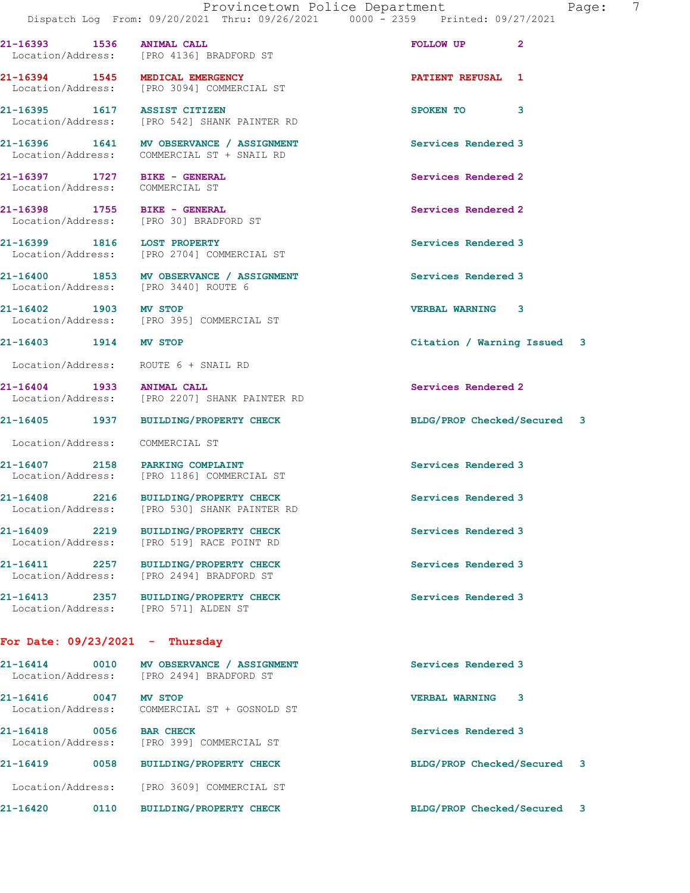21-16393 1536 ANIMAL CALL FOLLOW UP 2
Location/Address: [PRO 4136] BRADFORD ST

21-16394 1545 MEDICAL EMERGENCY PATIENT REFUSAL 1
Location/Address: [PRO 3094] COMMERCIAL ST

21-16395 1617 ASSIST CITIZEN SPOKEN TO 3
Location/Address: [PRO 542] SHANK PAINTER RD

21-16396 1641 MV OBSERVANCE / ASSIGNMENT Services Rendered 3
Location/Address: COMMERCIAL ST + SNAIL RD

21-16397 1727 BIKE - GENERAL Services Rendered 2
Location/Address: COMMERCIAL ST

21-16398 1755 BIKE - GENERAL Services Rendered 2
Location/Address: [PRO 30] BRADFORD ST

21-16399 1816 LOST PROPERTY Services Rendered 3
Location/Address: [PRO 2704] COMMERCIAL ST

21-16400 1853 MV OBSERVANCE / ASSIGNMENT Services Rendered 3
Location/Address: [PRO 3440] ROUTE 6

21-16402 1903 MV STOP VERBAL WARNING 3
Location/Address: [PRO 395] COMMERCIAL ST

21-16403 1914 MV STOP Citation / Warning Issued 3
Location/Address: ROUTE 6 + SNAIL RD

21-16404 1933 ANIMAL CALL Services Rendered 2
Location/Address: [PRO 2207] SHANK PAINTER RD

21-16405 1937 BUILDING/PROPERTY CHECK BLDG/PROP Checked/Secured 3
Location/Address: COMMERCIAL ST

21-16407 2158 PARKING COMPLAINT Services Rendered 3
Location/Address: [PRO 1186] COMMERCIAL ST

21-16408 2216 BUILDING/PROPERTY CHECK Services Rendered 3
Location/Address: [PRO 530] SHANK PAINTER RD

21-16409 2219 BUILDING/PROPERTY CHECK Services Rendered 3
Location/Address: [PRO 519] RACE POINT RD

21-16411 2257 BUILDING/PROPERTY CHECK Services Rendered 3
Location/Address: [PRO 2494] BRADFORD ST

21-16413 2357 BUILDING/PROPERTY CHECK Services Rendered 3
Location/Address: [PRO 571] ALDEN ST

**For Date: 09/23/2021 - Thursday**

21-16414 0010 MV OBSERVANCE / ASSIGNMENT Services Rendered 3
Location/Address: [PRO 2494] BRADFORD ST

21-16416 0047 MV STOP VERBAL WARNING 3
Location/Address: COMMERCIAL ST + GOSNOLD ST

21-16418 0056 BAR CHECK Services Rendered 3
Location/Address: [PRO 399] COMMERCIAL ST

21-16419 0058 BUILDING/PROPERTY CHECK BLDG/PROP Checked/Secured 3
Location/Address: [PRO 3609] COMMERCIAL ST

21-16420 0110 BUILDING/PROPERTY CHECK BLDG/PROP Checked/Secured 3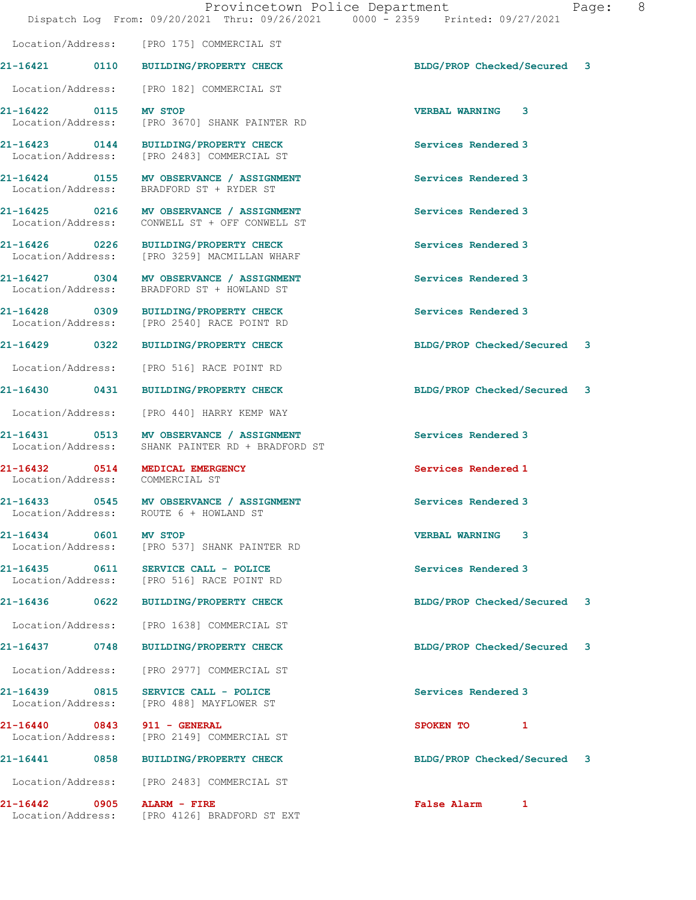Location/Address: [PRO 175] COMMERCIAL ST

**21-16421 0110 BUILDING/PROPERTY CHECK** BLDG/PROP Checked/Secured 3
Location/Address: [PRO 182] COMMERCIAL ST

**21-16422 0115 MV STOP** VERBAL WARNING 3
Location/Address: [PRO 3670] SHANK PAINTER RD

**21-16423 0144 BUILDING/PROPERTY CHECK** Services Rendered 3
Location/Address: [PRO 2483] COMMERCIAL ST

**21-16424 0155 MV OBSERVANCE / ASSIGNMENT** Services Rendered 3
Location/Address: BRADFORD ST + RYDER ST

**21-16425 0216 MV OBSERVANCE / ASSIGNMENT** Services Rendered 3
Location/Address: CONWELL ST + OFF CONWELL ST

**21-16426 0226 BUILDING/PROPERTY CHECK** Services Rendered 3
Location/Address: [PRO 3259] MACMILLAN WHARF

**21-16427 0304 MV OBSERVANCE / ASSIGNMENT** Services Rendered 3
Location/Address: BRADFORD ST + HOWLAND ST

**21-16428 0309 BUILDING/PROPERTY CHECK** Services Rendered 3
Location/Address: [PRO 2540] RACE POINT RD

**21-16429 0322 BUILDING/PROPERTY CHECK** BLDG/PROP Checked/Secured 3
Location/Address: [PRO 516] RACE POINT RD

**21-16430 0431 BUILDING/PROPERTY CHECK** BLDG/PROP Checked/Secured 3
Location/Address: [PRO 440] HARRY KEMP WAY

**21-16431 0513 MV OBSERVANCE / ASSIGNMENT** Services Rendered 3
Location/Address: SHANK PAINTER RD + BRADFORD ST

**21-16432 0514 MEDICAL EMERGENCY** Services Rendered 1
Location/Address: COMMERCIAL ST

**21-16433 0545 MV OBSERVANCE / ASSIGNMENT** Services Rendered 3
Location/Address: ROUTE 6 + HOWLAND ST

**21-16434 0601 MV STOP** VERBAL WARNING 3
Location/Address: [PRO 537] SHANK PAINTER RD

**21-16435 0611 SERVICE CALL - POLICE** Services Rendered 3
Location/Address: [PRO 516] RACE POINT RD

**21-16436 0622 BUILDING/PROPERTY CHECK** BLDG/PROP Checked/Secured 3
Location/Address: [PRO 1638] COMMERCIAL ST

**21-16437 0748 BUILDING/PROPERTY CHECK** BLDG/PROP Checked/Secured 3
Location/Address: [PRO 2977] COMMERCIAL ST

**21-16439 0815 SERVICE CALL - POLICE** Services Rendered 3
Location/Address: [PRO 488] MAYFLOWER ST

**21-16440 0843 911 - GENERAL** SPOKEN TO 1
Location/Address: [PRO 2149] COMMERCIAL ST

**21-16441 0858 BUILDING/PROPERTY CHECK** BLDG/PROP Checked/Secured 3
Location/Address: [PRO 2483] COMMERCIAL ST

**21-16442 0905 ALARM - FIRE** False Alarm 1
Location/Address: [PRO 4126] BRADFORD ST EXT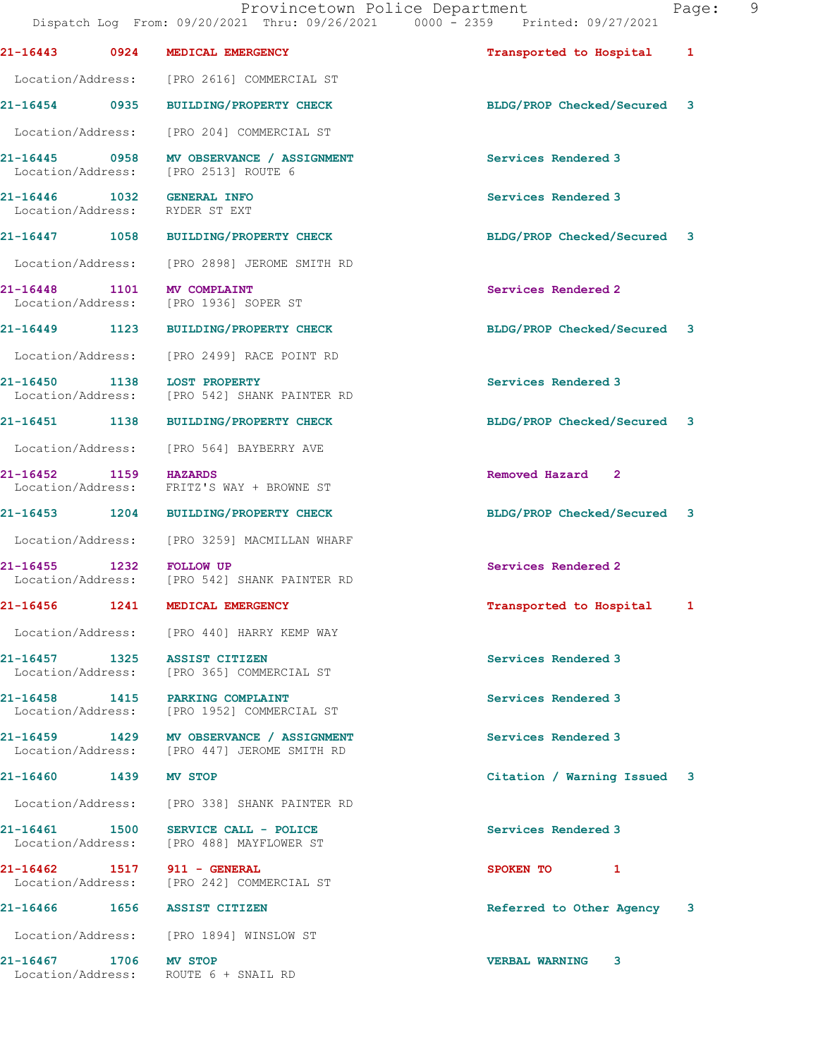21-16443 0924 MEDICAL EMERGENCY Transported to Hospital 1

Location/Address: [PRO 2616] COMMERCIAL ST

21-16454 0935 BUILDING/PROPERTY CHECK BLDG/PROP Checked/Secured 3

Location/Address: [PRO 204] COMMERCIAL ST

21-16445 0958 MV OBSERVANCE / ASSIGNMENT Services Rendered 3
Location/Address: [PRO 2513] ROUTE 6

21-16446 1032 GENERAL INFO Services Rendered 3
Location/Address: RYDER ST EXT

21-16447 1058 BUILDING/PROPERTY CHECK BLDG/PROP Checked/Secured 3

Location/Address: [PRO 2898] JEROME SMITH RD

21-16448 1101 MV COMPLAINT Services Rendered 2
Location/Address: [PRO 1936] SOPER ST

21-16449 1123 BUILDING/PROPERTY CHECK BLDG/PROP Checked/Secured 3

Location/Address: [PRO 2499] RACE POINT RD

21-16450 1138 LOST PROPERTY Services Rendered 3
Location/Address: [PRO 542] SHANK PAINTER RD

21-16451 1138 BUILDING/PROPERTY CHECK BLDG/PROP Checked/Secured 3

Location/Address: [PRO 564] BAYBERRY AVE

21-16452 1159 HAZARDS Removed Hazard 2
Location/Address: FRITZ'S WAY + BROWNE ST

21-16453 1204 BUILDING/PROPERTY CHECK BLDG/PROP Checked/Secured 3

Location/Address: [PRO 3259] MACMILLAN WHARF

21-16455 1232 FOLLOW UP Services Rendered 2
Location/Address: [PRO 542] SHANK PAINTER RD

21-16456 1241 MEDICAL EMERGENCY Transported to Hospital 1

Location/Address: [PRO 440] HARRY KEMP WAY

21-16457 1325 ASSIST CITIZEN Services Rendered 3
Location/Address: [PRO 365] COMMERCIAL ST

21-16458 1415 PARKING COMPLAINT Services Rendered 3
Location/Address: [PRO 1952] COMMERCIAL ST

21-16459 1429 MV OBSERVANCE / ASSIGNMENT Services Rendered 3
Location/Address: [PRO 447] JEROME SMITH RD

21-16460 1439 MV STOP Citation / Warning Issued 3

Location/Address: [PRO 338] SHANK PAINTER RD

21-16461 1500 SERVICE CALL - POLICE Services Rendered 3
Location/Address: [PRO 488] MAYFLOWER ST

21-16462 1517 911 - GENERAL SPOKEN TO 1
Location/Address: [PRO 242] COMMERCIAL ST

21-16466 1656 ASSIST CITIZEN Referred to Other Agency 3

Location/Address: [PRO 1894] WINSLOW ST

21-16467 1706 MV STOP VERBAL WARNING 3
Location/Address: ROUTE 6 + SNAIL RD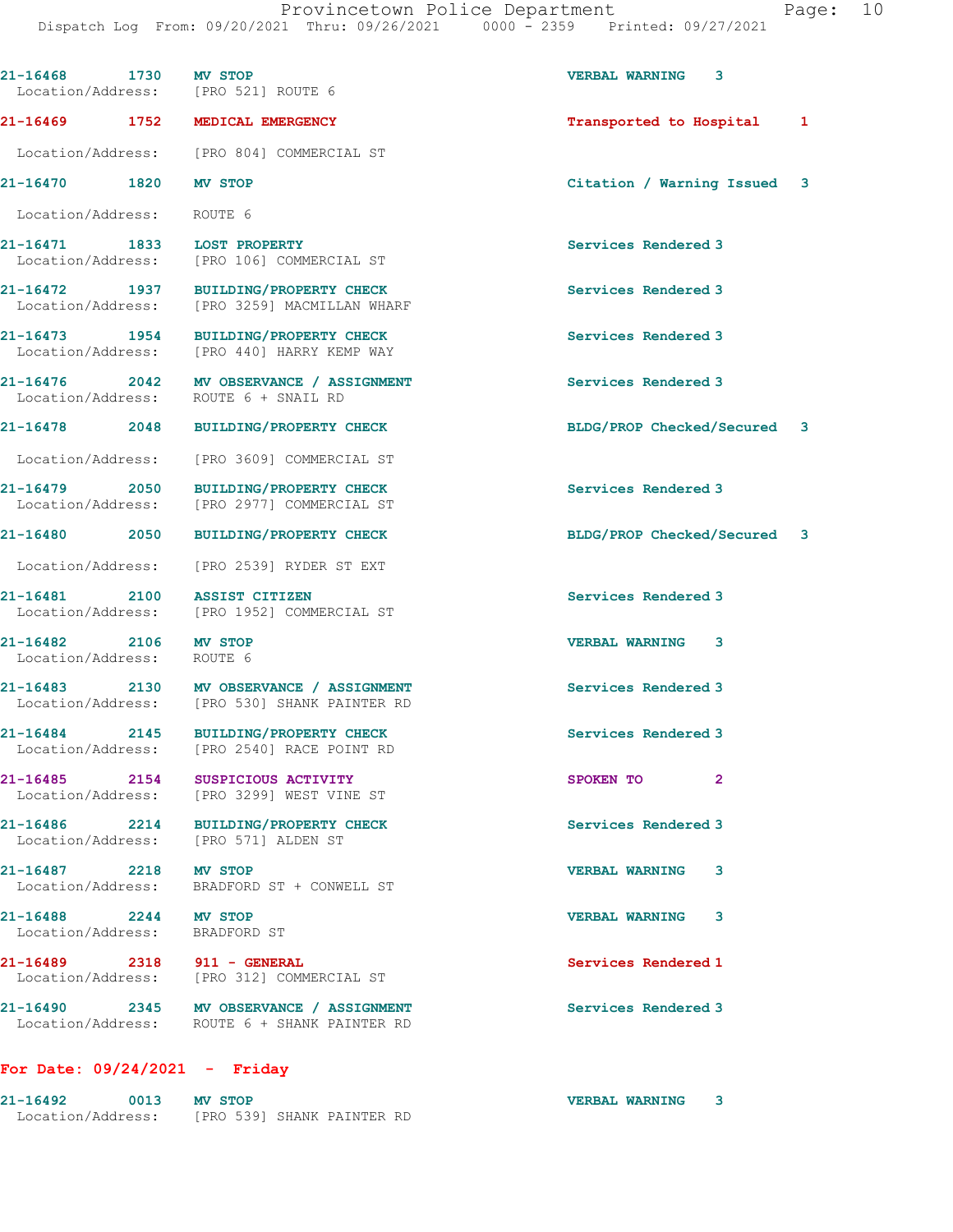21-16468 1730 MV STOP VERBAL WARNING 3
Location/Address: [PRO 521] ROUTE 6

21-16469 1752 MEDICAL EMERGENCY Transported to Hospital 1
Location/Address: [PRO 804] COMMERCIAL ST

21-16470 1820 MV STOP Citation / Warning Issued 3
Location/Address: ROUTE 6

21-16471 1833 LOST PROPERTY Services Rendered 3
Location/Address: [PRO 106] COMMERCIAL ST

21-16472 1937 BUILDING/PROPERTY CHECK Services Rendered 3
Location/Address: [PRO 3259] MACMILLAN WHARF

21-16473 1954 BUILDING/PROPERTY CHECK Services Rendered 3
Location/Address: [PRO 440] HARRY KEMP WAY

21-16476 2042 MV OBSERVANCE / ASSIGNMENT Services Rendered 3
Location/Address: ROUTE 6 + SNAIL RD

21-16478 2048 BUILDING/PROPERTY CHECK BLDG/PROP Checked/Secured 3
Location/Address: [PRO 3609] COMMERCIAL ST

21-16479 2050 BUILDING/PROPERTY CHECK Services Rendered 3
Location/Address: [PRO 2977] COMMERCIAL ST

21-16480 2050 BUILDING/PROPERTY CHECK BLDG/PROP Checked/Secured 3
Location/Address: [PRO 2539] RYDER ST EXT

21-16481 2100 ASSIST CITIZEN Services Rendered 3
Location/Address: [PRO 1952] COMMERCIAL ST

21-16482 2106 MV STOP VERBAL WARNING 3
Location/Address: ROUTE 6

21-16483 2130 MV OBSERVANCE / ASSIGNMENT Services Rendered 3
Location/Address: [PRO 530] SHANK PAINTER RD

21-16484 2145 BUILDING/PROPERTY CHECK Services Rendered 3
Location/Address: [PRO 2540] RACE POINT RD

21-16485 2154 SUSPICIOUS ACTIVITY SPOKEN TO 2
Location/Address: [PRO 3299] WEST VINE ST

21-16486 2214 BUILDING/PROPERTY CHECK Services Rendered 3
Location/Address: [PRO 571] ALDEN ST

21-16487 2218 MV STOP VERBAL WARNING 3
Location/Address: BRADFORD ST + CONWELL ST

21-16488 2244 MV STOP VERBAL WARNING 3
Location/Address: BRADFORD ST

21-16489 2318 911 - GENERAL Services Rendered 1
Location/Address: [PRO 312] COMMERCIAL ST

21-16490 2345 MV OBSERVANCE / ASSIGNMENT Services Rendered 3
Location/Address: ROUTE 6 + SHANK PAINTER RD

**For Date: 09/24/2021 - Friday**

21-16492 0013 MV STOP VERBAL WARNING 3
Location/Address: [PRO 539] SHANK PAINTER RD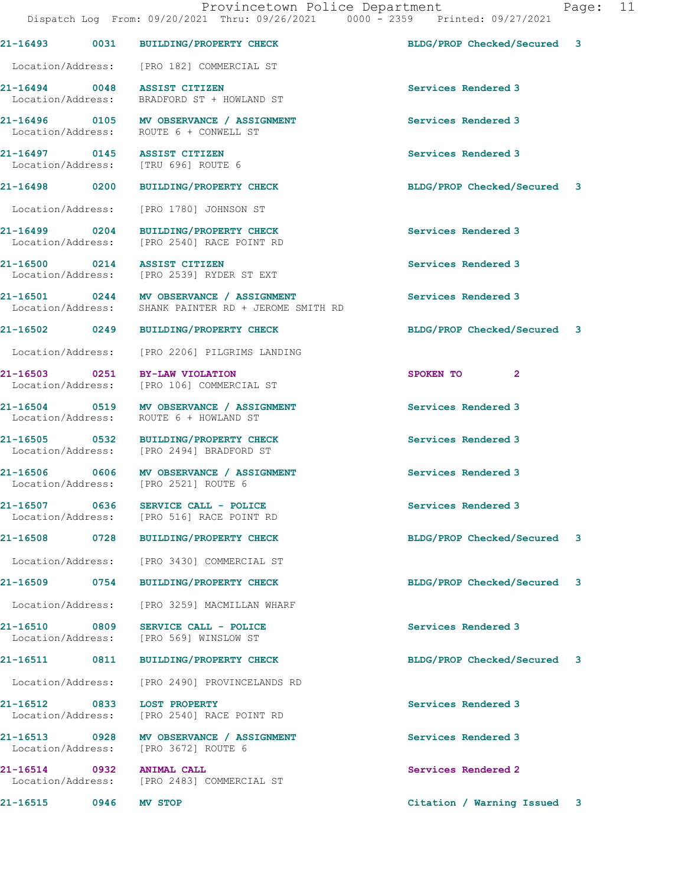Provincetown Police Department
Dispatch Log From: 09/20/2021 Thru: 09/26/2021 0000 - 2359 Printed: 09/27/2021

**21-16493** 0031 **BUILDING/PROPERTY CHECK** BLDG/PROP Checked/Secured 3
Location/Address: [PRO 182] COMMERCIAL ST

**21-16494** 0048 **ASSIST CITIZEN** Services Rendered 3
Location/Address: BRADFORD ST + HOWLAND ST

**21-16496** 0105 **MV OBSERVANCE / ASSIGNMENT** Services Rendered 3
Location/Address: ROUTE 6 + CONWELL ST

**21-16497** 0145 **ASSIST CITIZEN** Services Rendered 3
Location/Address: [TRU 696] ROUTE 6

**21-16498** 0200 **BUILDING/PROPERTY CHECK** BLDG/PROP Checked/Secured 3
Location/Address: [PRO 1780] JOHNSON ST

**21-16499** 0204 **BUILDING/PROPERTY CHECK** Services Rendered 3
Location/Address: [PRO 2540] RACE POINT RD

**21-16500** 0214 **ASSIST CITIZEN** Services Rendered 3
Location/Address: [PRO 2539] RYDER ST EXT

**21-16501** 0244 **MV OBSERVANCE / ASSIGNMENT** Services Rendered 3
Location/Address: SHANK PAINTER RD + JEROME SMITH RD

**21-16502** 0249 **BUILDING/PROPERTY CHECK** BLDG/PROP Checked/Secured 3
Location/Address: [PRO 2206] PILGRIMS LANDING

**21-16503** 0251 **BY-LAW VIOLATION** SPOKEN TO 2
Location/Address: [PRO 106] COMMERCIAL ST

**21-16504** 0519 **MV OBSERVANCE / ASSIGNMENT** Services Rendered 3
Location/Address: ROUTE 6 + HOWLAND ST

**21-16505** 0532 **BUILDING/PROPERTY CHECK** Services Rendered 3
Location/Address: [PRO 2494] BRADFORD ST

**21-16506** 0606 **MV OBSERVANCE / ASSIGNMENT** Services Rendered 3
Location/Address: [PRO 2521] ROUTE 6

**21-16507** 0636 **SERVICE CALL - POLICE** Services Rendered 3
Location/Address: [PRO 516] RACE POINT RD

**21-16508** 0728 **BUILDING/PROPERTY CHECK** BLDG/PROP Checked/Secured 3
Location/Address: [PRO 3430] COMMERCIAL ST

**21-16509** 0754 **BUILDING/PROPERTY CHECK** BLDG/PROP Checked/Secured 3
Location/Address: [PRO 3259] MACMILLAN WHARF

**21-16510** 0809 **SERVICE CALL - POLICE** Services Rendered 3
Location/Address: [PRO 569] WINSLOW ST

**21-16511** 0811 **BUILDING/PROPERTY CHECK** BLDG/PROP Checked/Secured 3
Location/Address: [PRO 2490] PROVINCELANDS RD

**21-16512** 0833 **LOST PROPERTY** Services Rendered 3
Location/Address: [PRO 2540] RACE POINT RD

**21-16513** 0928 **MV OBSERVANCE / ASSIGNMENT** Services Rendered 3
Location/Address: [PRO 3672] ROUTE 6

**21-16514** 0932 **ANIMAL CALL** Services Rendered 2
Location/Address: [PRO 2483] COMMERCIAL ST

**21-16515** 0946 **MV STOP** Citation / Warning Issued 3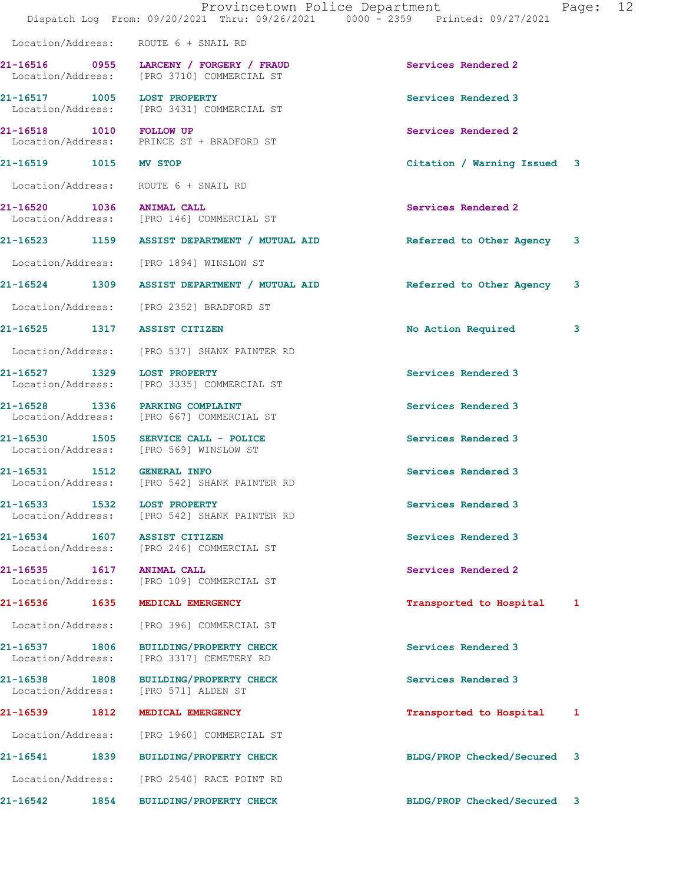Location/Address: ROUTE 6 + SNAIL RD

| Call # | Time | Call Reason | Action | Priority |
|---|---|---|---|---|
| 21-16516 | 0955 | LARCENY / FORGERY / FRAUD | Services Rendered | 2 |
| | | Location/Address: [PRO 3710] COMMERCIAL ST | | |
| 21-16517 | 1005 | LOST PROPERTY | Services Rendered | 3 |
| | | Location/Address: [PRO 3431] COMMERCIAL ST | | |
| 21-16518 | 1010 | FOLLOW UP | Services Rendered | 2 |
| | | Location/Address: PRINCE ST + BRADFORD ST | | |
| 21-16519 | 1015 | MV STOP | Citation / Warning Issued | 3 |
| | | Location/Address: ROUTE 6 + SNAIL RD | | |
| 21-16520 | 1036 | ANIMAL CALL | Services Rendered | 2 |
| | | Location/Address: [PRO 146] COMMERCIAL ST | | |
| 21-16523 | 1159 | ASSIST DEPARTMENT / MUTUAL AID | Referred to Other Agency | 3 |
| | | Location/Address: [PRO 1894] WINSLOW ST | | |
| 21-16524 | 1309 | ASSIST DEPARTMENT / MUTUAL AID | Referred to Other Agency | 3 |
| | | Location/Address: [PRO 2352] BRADFORD ST | | |
| 21-16525 | 1317 | ASSIST CITIZEN | No Action Required | 3 |
| | | Location/Address: [PRO 537] SHANK PAINTER RD | | |
| 21-16527 | 1329 | LOST PROPERTY | Services Rendered | 3 |
| | | Location/Address: [PRO 3335] COMMERCIAL ST | | |
| 21-16528 | 1336 | PARKING COMPLAINT | Services Rendered | 3 |
| | | Location/Address: [PRO 667] COMMERCIAL ST | | |
| 21-16530 | 1505 | SERVICE CALL - POLICE | Services Rendered | 3 |
| | | Location/Address: [PRO 569] WINSLOW ST | | |
| 21-16531 | 1512 | GENERAL INFO | Services Rendered | 3 |
| | | Location/Address: [PRO 542] SHANK PAINTER RD | | |
| 21-16533 | 1532 | LOST PROPERTY | Services Rendered | 3 |
| | | Location/Address: [PRO 542] SHANK PAINTER RD | | |
| 21-16534 | 1607 | ASSIST CITIZEN | Services Rendered | 3 |
| | | Location/Address: [PRO 246] COMMERCIAL ST | | |
| 21-16535 | 1617 | ANIMAL CALL | Services Rendered | 2 |
| | | Location/Address: [PRO 109] COMMERCIAL ST | | |
| 21-16536 | 1635 | MEDICAL EMERGENCY | Transported to Hospital | 1 |
| | | Location/Address: [PRO 396] COMMERCIAL ST | | |
| 21-16537 | 1806 | BUILDING/PROPERTY CHECK | Services Rendered | 3 |
| | | Location/Address: [PRO 3317] CEMETERY RD | | |
| 21-16538 | 1808 | BUILDING/PROPERTY CHECK | Services Rendered | 3 |
| | | Location/Address: [PRO 571] ALDEN ST | | |
| 21-16539 | 1812 | MEDICAL EMERGENCY | Transported to Hospital | 1 |
| | | Location/Address: [PRO 1960] COMMERCIAL ST | | |
| 21-16541 | 1839 | BUILDING/PROPERTY CHECK | BLDG/PROP Checked/Secured | 3 |
| | | Location/Address: [PRO 2540] RACE POINT RD | | |
| 21-16542 | 1854 | BUILDING/PROPERTY CHECK | BLDG/PROP Checked/Secured | 3 |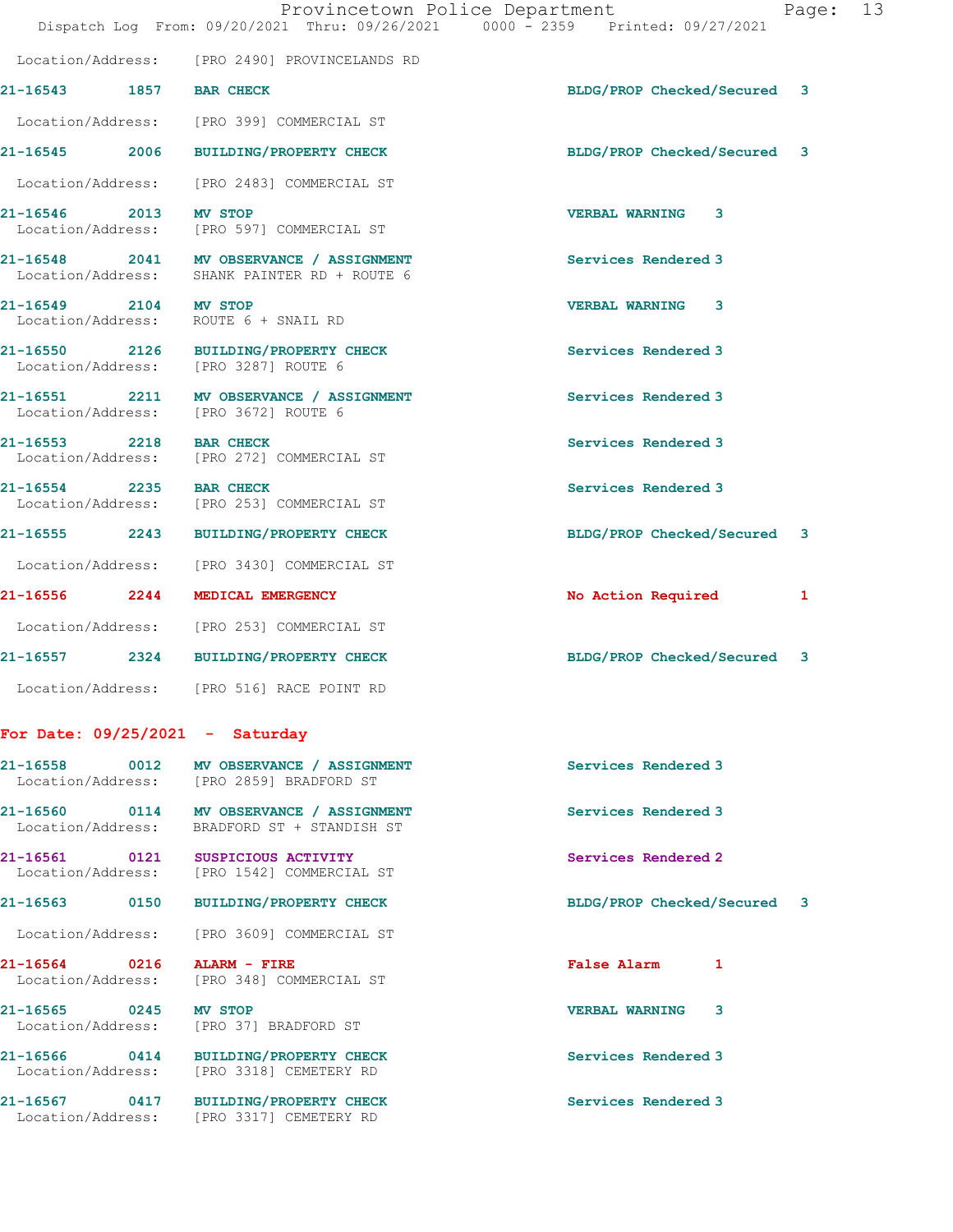Location/Address: [PRO 2490] PROVINCELANDS RD

21-16543 1857 **BAR CHECK** BLDG/PROP Checked/Secured 3
Location/Address: [PRO 399] COMMERCIAL ST

21-16545 2006 **BUILDING/PROPERTY CHECK** BLDG/PROP Checked/Secured 3
Location/Address: [PRO 2483] COMMERCIAL ST

21-16546 2013 **MV STOP** VERBAL WARNING 3
Location/Address: [PRO 597] COMMERCIAL ST

21-16548 2041 **MV OBSERVANCE / ASSIGNMENT** Services Rendered 3
Location/Address: SHANK PAINTER RD + ROUTE 6

21-16549 2104 **MV STOP** VERBAL WARNING 3
Location/Address: ROUTE 6 + SNAIL RD

21-16550 2126 **BUILDING/PROPERTY CHECK** Services Rendered 3
Location/Address: [PRO 3287] ROUTE 6

21-16551 2211 **MV OBSERVANCE / ASSIGNMENT** Services Rendered 3
Location/Address: [PRO 3672] ROUTE 6

21-16553 2218 **BAR CHECK** Services Rendered 3
Location/Address: [PRO 272] COMMERCIAL ST

21-16554 2235 **BAR CHECK** Services Rendered 3
Location/Address: [PRO 253] COMMERCIAL ST

21-16555 2243 **BUILDING/PROPERTY CHECK** BLDG/PROP Checked/Secured 3
Location/Address: [PRO 3430] COMMERCIAL ST

21-16556 2244 **MEDICAL EMERGENCY** No Action Required 1
Location/Address: [PRO 253] COMMERCIAL ST

21-16557 2324 **BUILDING/PROPERTY CHECK** BLDG/PROP Checked/Secured 3
Location/Address: [PRO 516] RACE POINT RD

## For Date: 09/25/2021 - Saturday

21-16558 0012 **MV OBSERVANCE / ASSIGNMENT** Services Rendered 3
Location/Address: [PRO 2859] BRADFORD ST

21-16560 0114 **MV OBSERVANCE / ASSIGNMENT** Services Rendered 3
Location/Address: BRADFORD ST + STANDISH ST

21-16561 0121 **SUSPICIOUS ACTIVITY** Services Rendered 2
Location/Address: [PRO 1542] COMMERCIAL ST

21-16563 0150 **BUILDING/PROPERTY CHECK** BLDG/PROP Checked/Secured 3
Location/Address: [PRO 3609] COMMERCIAL ST

21-16564 0216 **ALARM - FIRE** False Alarm 1
Location/Address: [PRO 348] COMMERCIAL ST

21-16565 0245 **MV STOP** VERBAL WARNING 3
Location/Address: [PRO 37] BRADFORD ST

21-16566 0414 **BUILDING/PROPERTY CHECK** Services Rendered 3
Location/Address: [PRO 3318] CEMETERY RD

21-16567 0417 **BUILDING/PROPERTY CHECK** Services Rendered 3
Location/Address: [PRO 3317] CEMETERY RD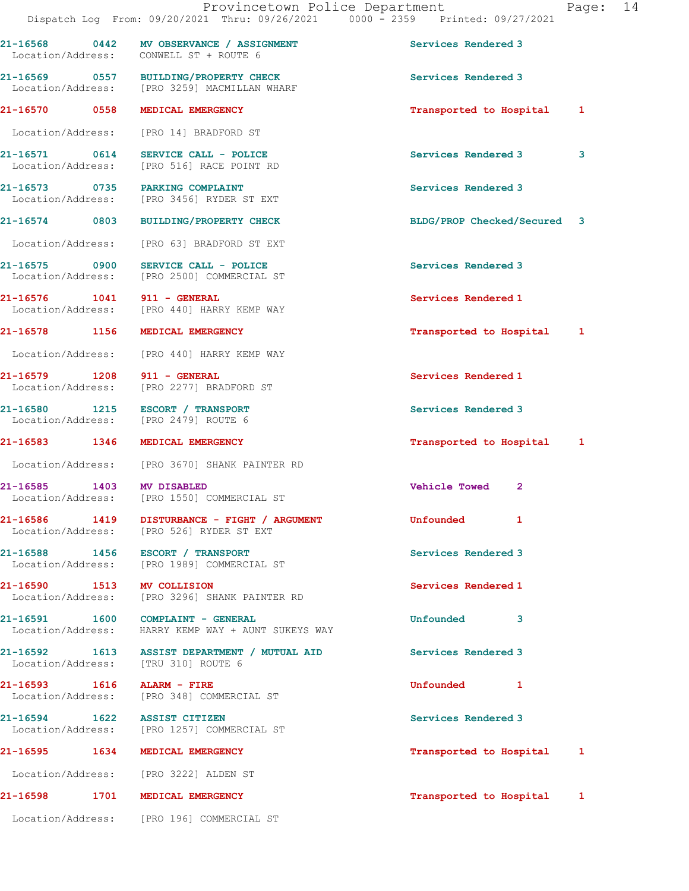| Call # | Time | Call Reason | Action | Priority |
|---|---|---|---|---|
| 21-16568 | 0442 | MV OBSERVANCE / ASSIGNMENT | Services Rendered | 3 |
| Location/Address: | | CONWELL ST + ROUTE 6 | | |
| 21-16569 | 0557 | BUILDING/PROPERTY CHECK | Services Rendered | 3 |
| Location/Address: | | [PRO 3259] MACMILLAN WHARF | | |
| 21-16570 | 0558 | MEDICAL EMERGENCY | Transported to Hospital | 1 |
| Location/Address: | | [PRO 14] BRADFORD ST | | |
| 21-16571 | 0614 | SERVICE CALL - POLICE | Services Rendered 3 | 3 |
| Location/Address: | | [PRO 516] RACE POINT RD | | |
| 21-16573 | 0735 | PARKING COMPLAINT | Services Rendered | 3 |
| Location/Address: | | [PRO 3456] RYDER ST EXT | | |
| 21-16574 | 0803 | BUILDING/PROPERTY CHECK | BLDG/PROP Checked/Secured | 3 |
| Location/Address: | | [PRO 63] BRADFORD ST EXT | | |
| 21-16575 | 0900 | SERVICE CALL - POLICE | Services Rendered | 3 |
| Location/Address: | | [PRO 2500] COMMERCIAL ST | | |
| 21-16576 | 1041 | 911 - GENERAL | Services Rendered | 1 |
| Location/Address: | | [PRO 440] HARRY KEMP WAY | | |
| 21-16578 | 1156 | MEDICAL EMERGENCY | Transported to Hospital | 1 |
| Location/Address: | | [PRO 440] HARRY KEMP WAY | | |
| 21-16579 | 1208 | 911 - GENERAL | Services Rendered | 1 |
| Location/Address: | | [PRO 2277] BRADFORD ST | | |
| 21-16580 | 1215 | ESCORT / TRANSPORT | Services Rendered | 3 |
| Location/Address: | | [PRO 2479] ROUTE 6 | | |
| 21-16583 | 1346 | MEDICAL EMERGENCY | Transported to Hospital | 1 |
| Location/Address: | | [PRO 3670] SHANK PAINTER RD | | |
| 21-16585 | 1403 | MV DISABLED | Vehicle Towed | 2 |
| Location/Address: | | [PRO 1550] COMMERCIAL ST | | |
| 21-16586 | 1419 | DISTURBANCE - FIGHT / ARGUMENT | Unfounded | 1 |
| Location/Address: | | [PRO 526] RYDER ST EXT | | |
| 21-16588 | 1456 | ESCORT / TRANSPORT | Services Rendered | 3 |
| Location/Address: | | [PRO 1989] COMMERCIAL ST | | |
| 21-16590 | 1513 | MV COLLISION | Services Rendered | 1 |
| Location/Address: | | [PRO 3296] SHANK PAINTER RD | | |
| 21-16591 | 1600 | COMPLAINT - GENERAL | Unfounded | 3 |
| Location/Address: | | HARRY KEMP WAY + AUNT SUKEYS WAY | | |
| 21-16592 | 1613 | ASSIST DEPARTMENT / MUTUAL AID | Services Rendered | 3 |
| Location/Address: | | [TRU 310] ROUTE 6 | | |
| 21-16593 | 1616 | ALARM - FIRE | Unfounded | 1 |
| Location/Address: | | [PRO 348] COMMERCIAL ST | | |
| 21-16594 | 1622 | ASSIST CITIZEN | Services Rendered | 3 |
| Location/Address: | | [PRO 1257] COMMERCIAL ST | | |
| 21-16595 | 1634 | MEDICAL EMERGENCY | Transported to Hospital | 1 |
| Location/Address: | | [PRO 3222] ALDEN ST | | |
| 21-16598 | 1701 | MEDICAL EMERGENCY | Transported to Hospital | 1 |
| Location/Address: | | [PRO 196] COMMERCIAL ST | | |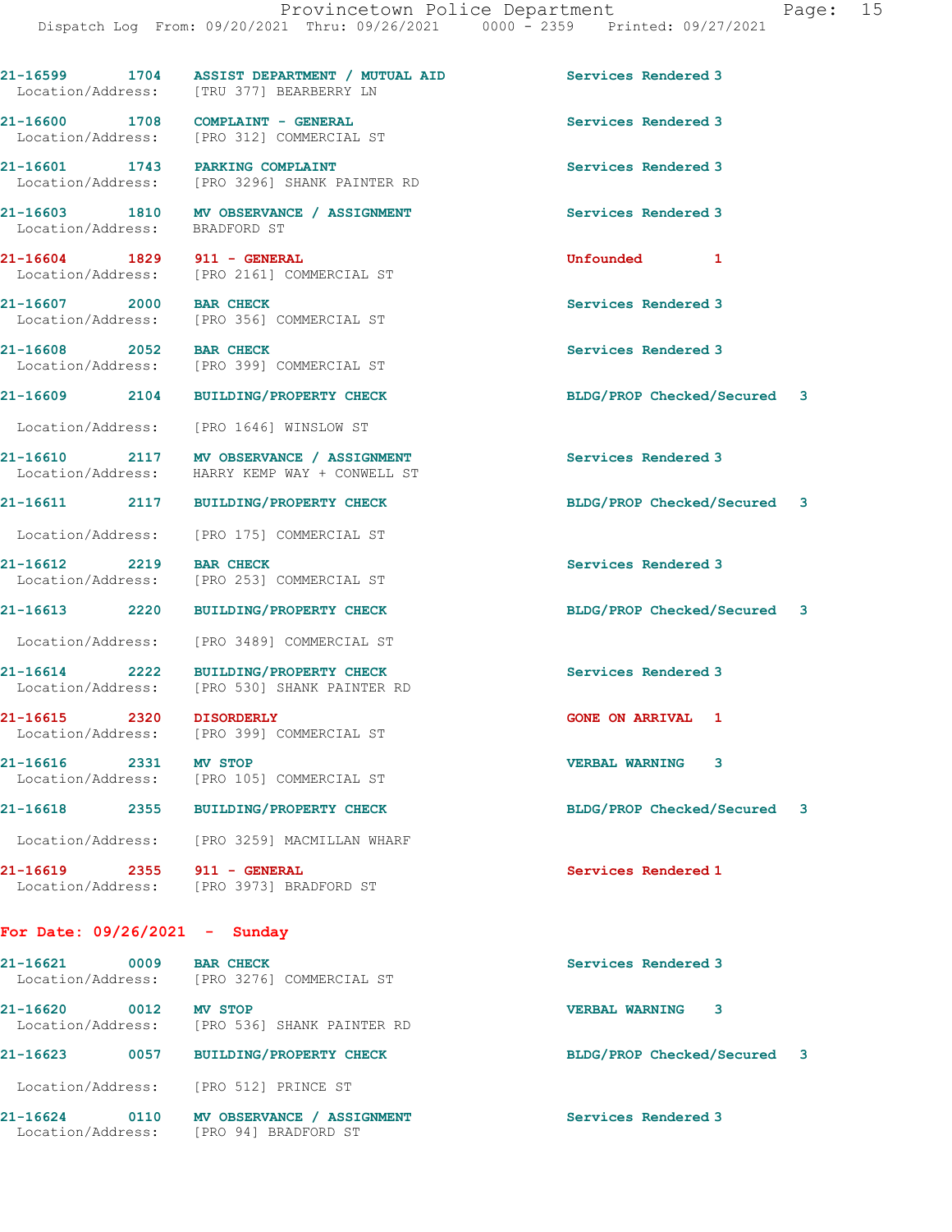21-16599 1704 ASSIST DEPARTMENT / MUTUAL AID Services Rendered 3
Location/Address: [TRU 377] BEARBERRY LN

21-16600 1708 COMPLAINT - GENERAL Services Rendered 3
Location/Address: [PRO 312] COMMERCIAL ST

21-16601 1743 PARKING COMPLAINT Services Rendered 3
Location/Address: [PRO 3296] SHANK PAINTER RD

21-16603 1810 MV OBSERVANCE / ASSIGNMENT Services Rendered 3
Location/Address: BRADFORD ST

21-16604 1829 911 - GENERAL Unfounded 1
Location/Address: [PRO 2161] COMMERCIAL ST

21-16607 2000 BAR CHECK Services Rendered 3
Location/Address: [PRO 356] COMMERCIAL ST

21-16608 2052 BAR CHECK Services Rendered 3
Location/Address: [PRO 399] COMMERCIAL ST

21-16609 2104 BUILDING/PROPERTY CHECK BLDG/PROP Checked/Secured 3
Location/Address: [PRO 1646] WINSLOW ST

21-16610 2117 MV OBSERVANCE / ASSIGNMENT Services Rendered 3
Location/Address: HARRY KEMP WAY + CONWELL ST

21-16611 2117 BUILDING/PROPERTY CHECK BLDG/PROP Checked/Secured 3
Location/Address: [PRO 175] COMMERCIAL ST

21-16612 2219 BAR CHECK Services Rendered 3
Location/Address: [PRO 253] COMMERCIAL ST

21-16613 2220 BUILDING/PROPERTY CHECK BLDG/PROP Checked/Secured 3
Location/Address: [PRO 3489] COMMERCIAL ST

21-16614 2222 BUILDING/PROPERTY CHECK Services Rendered 3
Location/Address: [PRO 530] SHANK PAINTER RD

21-16615 2320 DISORDERLY GONE ON ARRIVAL 1
Location/Address: [PRO 399] COMMERCIAL ST

21-16616 2331 MV STOP VERBAL WARNING 3
Location/Address: [PRO 105] COMMERCIAL ST

21-16618 2355 BUILDING/PROPERTY CHECK BLDG/PROP Checked/Secured 3
Location/Address: [PRO 3259] MACMILLAN WHARF

21-16619 2355 911 - GENERAL Services Rendered 1
Location/Address: [PRO 3973] BRADFORD ST

## For Date: 09/26/2021 - Sunday

21-16621 0009 BAR CHECK Services Rendered 3
Location/Address: [PRO 3276] COMMERCIAL ST

21-16620 0012 MV STOP VERBAL WARNING 3
Location/Address: [PRO 536] SHANK PAINTER RD

21-16623 0057 BUILDING/PROPERTY CHECK BLDG/PROP Checked/Secured 3
Location/Address: [PRO 512] PRINCE ST

21-16624 0110 MV OBSERVANCE / ASSIGNMENT Services Rendered 3
Location/Address: [PRO 94] BRADFORD ST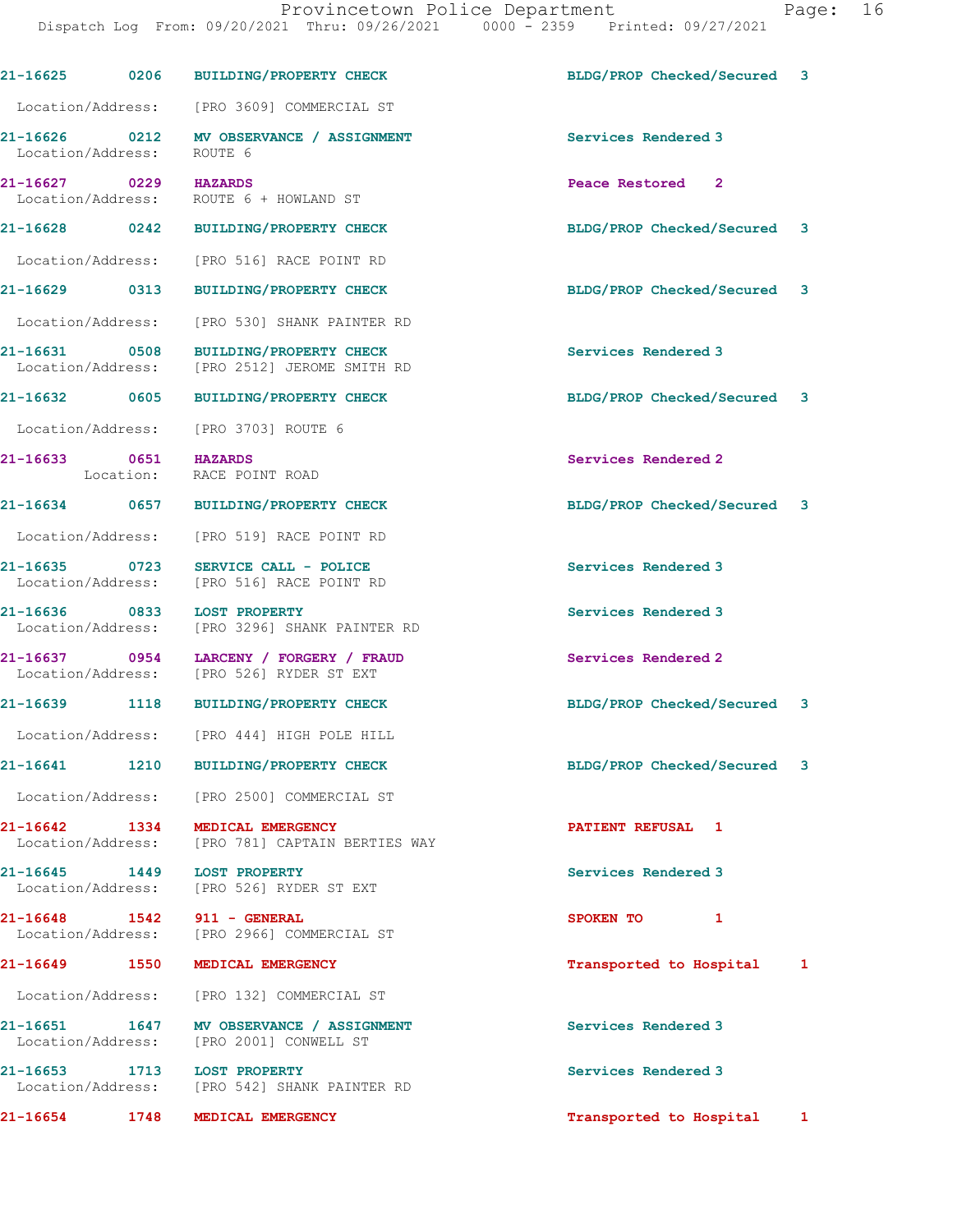21-16625 0206 BUILDING/PROPERTY CHECK BLDG/PROP Checked/Secured 3

Location/Address: [PRO 3609] COMMERCIAL ST

21-16626 0212 MV OBSERVANCE / ASSIGNMENT Services Rendered 3
Location/Address: ROUTE 6

21-16627 0229 HAZARDS Peace Restored 2
Location/Address: ROUTE 6 + HOWLAND ST

21-16628 0242 BUILDING/PROPERTY CHECK BLDG/PROP Checked/Secured 3

Location/Address: [PRO 516] RACE POINT RD

21-16629 0313 BUILDING/PROPERTY CHECK BLDG/PROP Checked/Secured 3

Location/Address: [PRO 530] SHANK PAINTER RD

21-16631 0508 BUILDING/PROPERTY CHECK Services Rendered 3
Location/Address: [PRO 2512] JEROME SMITH RD

21-16632 0605 BUILDING/PROPERTY CHECK BLDG/PROP Checked/Secured 3

Location/Address: [PRO 3703] ROUTE 6

21-16633 0651 HAZARDS Services Rendered 2
Location: RACE POINT ROAD

21-16634 0657 BUILDING/PROPERTY CHECK BLDG/PROP Checked/Secured 3

Location/Address: [PRO 519] RACE POINT RD

21-16635 0723 SERVICE CALL - POLICE Services Rendered 3
Location/Address: [PRO 516] RACE POINT RD

21-16636 0833 LOST PROPERTY Services Rendered 3
Location/Address: [PRO 3296] SHANK PAINTER RD

21-16637 0954 LARCENY / FORGERY / FRAUD Services Rendered 2
Location/Address: [PRO 526] RYDER ST EXT

21-16639 1118 BUILDING/PROPERTY CHECK BLDG/PROP Checked/Secured 3

Location/Address: [PRO 444] HIGH POLE HILL

21-16641 1210 BUILDING/PROPERTY CHECK BLDG/PROP Checked/Secured 3

Location/Address: [PRO 2500] COMMERCIAL ST

21-16642 1334 MEDICAL EMERGENCY PATIENT REFUSAL 1
Location/Address: [PRO 781] CAPTAIN BERTIES WAY

21-16645 1449 LOST PROPERTY Services Rendered 3
Location/Address: [PRO 526] RYDER ST EXT

21-16648 1542 911 - GENERAL SPOKEN TO 1
Location/Address: [PRO 2966] COMMERCIAL ST

21-16649 1550 MEDICAL EMERGENCY Transported to Hospital 1

Location/Address: [PRO 132] COMMERCIAL ST

21-16651 1647 MV OBSERVANCE / ASSIGNMENT Services Rendered 3
Location/Address: [PRO 2001] CONWELL ST

21-16653 1713 LOST PROPERTY Services Rendered 3
Location/Address: [PRO 542] SHANK PAINTER RD

21-16654 1748 MEDICAL EMERGENCY Transported to Hospital 1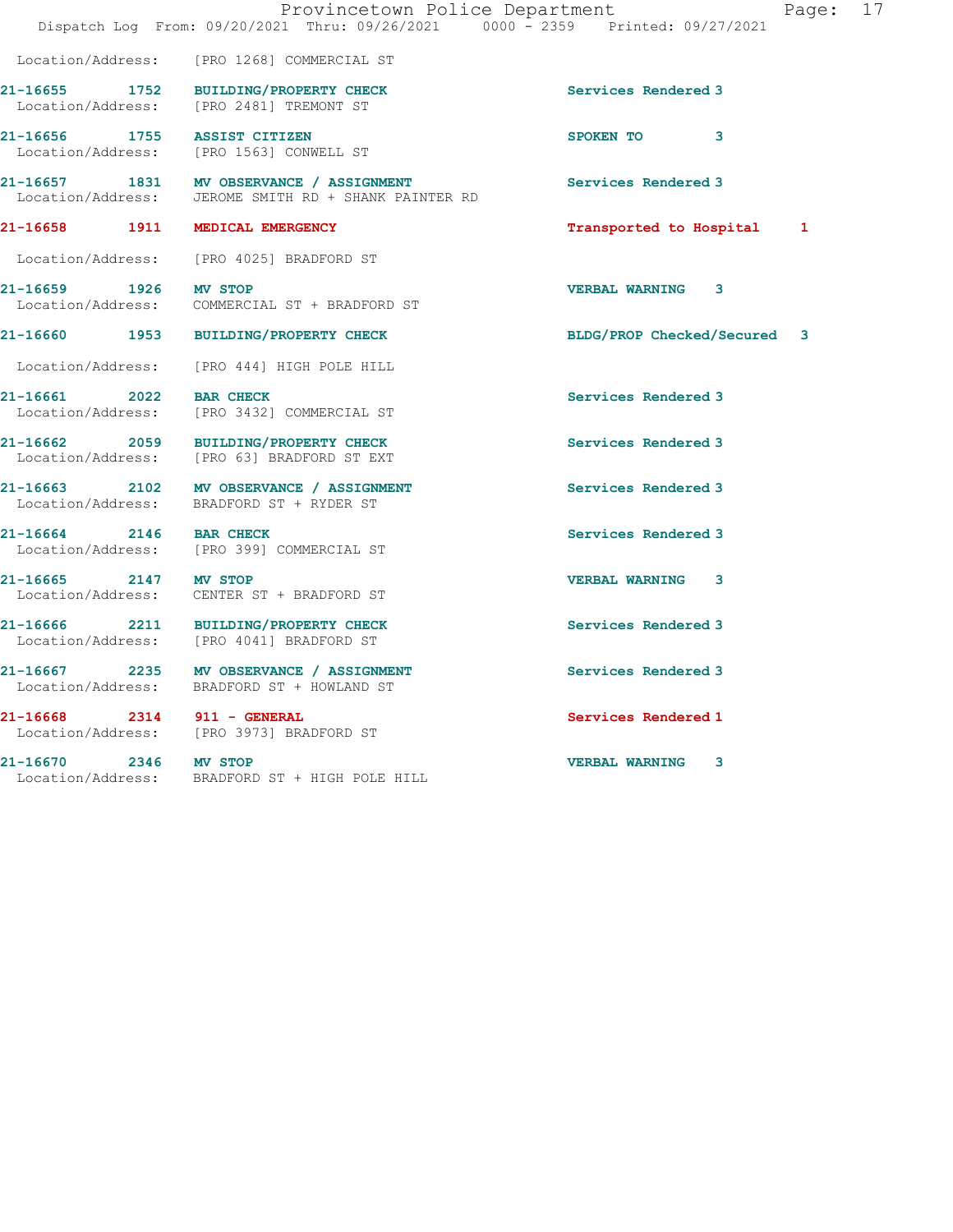Location/Address: [PRO 1268] COMMERCIAL ST

**21-16655 1752 BUILDING/PROPERTY CHECK** Services Rendered 3
Location/Address: [PRO 2481] TREMONT ST

**21-16656 1755 ASSIST CITIZEN** SPOKEN TO 3
Location/Address: [PRO 1563] CONWELL ST

**21-16657 1831 MV OBSERVANCE / ASSIGNMENT** Services Rendered 3
Location/Address: JEROME SMITH RD + SHANK PAINTER RD

**21-16658 1911 MEDICAL EMERGENCY** Transported to Hospital 1
Location/Address: [PRO 4025] BRADFORD ST

**21-16659 1926 MV STOP** VERBAL WARNING 3
Location/Address: COMMERCIAL ST + BRADFORD ST

**21-16660 1953 BUILDING/PROPERTY CHECK** BLDG/PROP Checked/Secured 3
Location/Address: [PRO 444] HIGH POLE HILL

**21-16661 2022 BAR CHECK** Services Rendered 3
Location/Address: [PRO 3432] COMMERCIAL ST

**21-16662 2059 BUILDING/PROPERTY CHECK** Services Rendered 3
Location/Address: [PRO 63] BRADFORD ST EXT

**21-16663 2102 MV OBSERVANCE / ASSIGNMENT** Services Rendered 3
Location/Address: BRADFORD ST + RYDER ST

**21-16664 2146 BAR CHECK** Services Rendered 3
Location/Address: [PRO 399] COMMERCIAL ST

**21-16665 2147 MV STOP** VERBAL WARNING 3
Location/Address: CENTER ST + BRADFORD ST

**21-16666 2211 BUILDING/PROPERTY CHECK** Services Rendered 3
Location/Address: [PRO 4041] BRADFORD ST

**21-16667 2235 MV OBSERVANCE / ASSIGNMENT** Services Rendered 3
Location/Address: BRADFORD ST + HOWLAND ST

**21-16668 2314 911 - GENERAL** Services Rendered 1
Location/Address: [PRO 3973] BRADFORD ST

**21-16670 2346 MV STOP** VERBAL WARNING 3
Location/Address: BRADFORD ST + HIGH POLE HILL